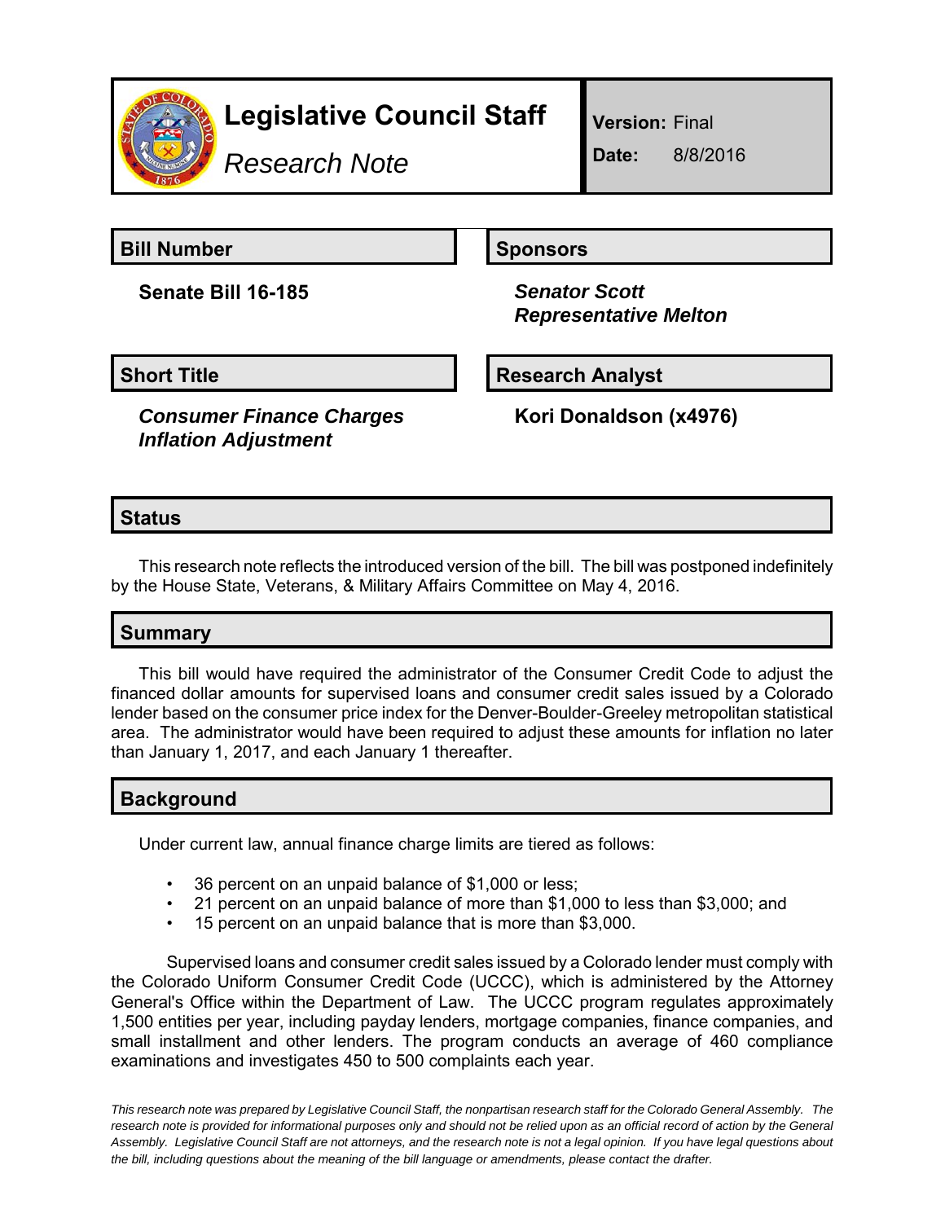# Legislative Council Staff

*Research Note*

**Version:** Final

**Date:** 8/8/2016

## Bill Number

**Senate Bill 16-185**

## Sponsors

***Senator Scott***
***Representative Melton***

## Short Title

***Consumer Finance Charges Inflation Adjustment***

## Research Analyst

**Kori Donaldson (x4976)**

## Status

This research note reflects the introduced version of the bill. The bill was postponed indefinitely by the House State, Veterans, & Military Affairs Committee on May 4, 2016.

## Summary

This bill would have required the administrator of the Consumer Credit Code to adjust the financed dollar amounts for supervised loans and consumer credit sales issued by a Colorado lender based on the consumer price index for the Denver-Boulder-Greeley metropolitan statistical area. The administrator would have been required to adjust these amounts for inflation no later than January 1, 2017, and each January 1 thereafter.

## Background

Under current law, annual finance charge limits are tiered as follows:

- 36 percent on an unpaid balance of $1,000 or less;
- 21 percent on an unpaid balance of more than $1,000 to less than $3,000; and
- 15 percent on an unpaid balance that is more than $3,000.

Supervised loans and consumer credit sales issued by a Colorado lender must comply with the Colorado Uniform Consumer Credit Code (UCCC), which is administered by the Attorney General's Office within the Department of Law. The UCCC program regulates approximately 1,500 entities per year, including payday lenders, mortgage companies, finance companies, and small installment and other lenders. The program conducts an average of 460 compliance examinations and investigates 450 to 500 complaints each year.

*This research note was prepared by Legislative Council Staff, the nonpartisan research staff for the Colorado General Assembly. The research note is provided for informational purposes only and should not be relied upon as an official record of action by the General Assembly. Legislative Council Staff are not attorneys, and the research note is not a legal opinion. If you have legal questions about the bill, including questions about the meaning of the bill language or amendments, please contact the drafter.*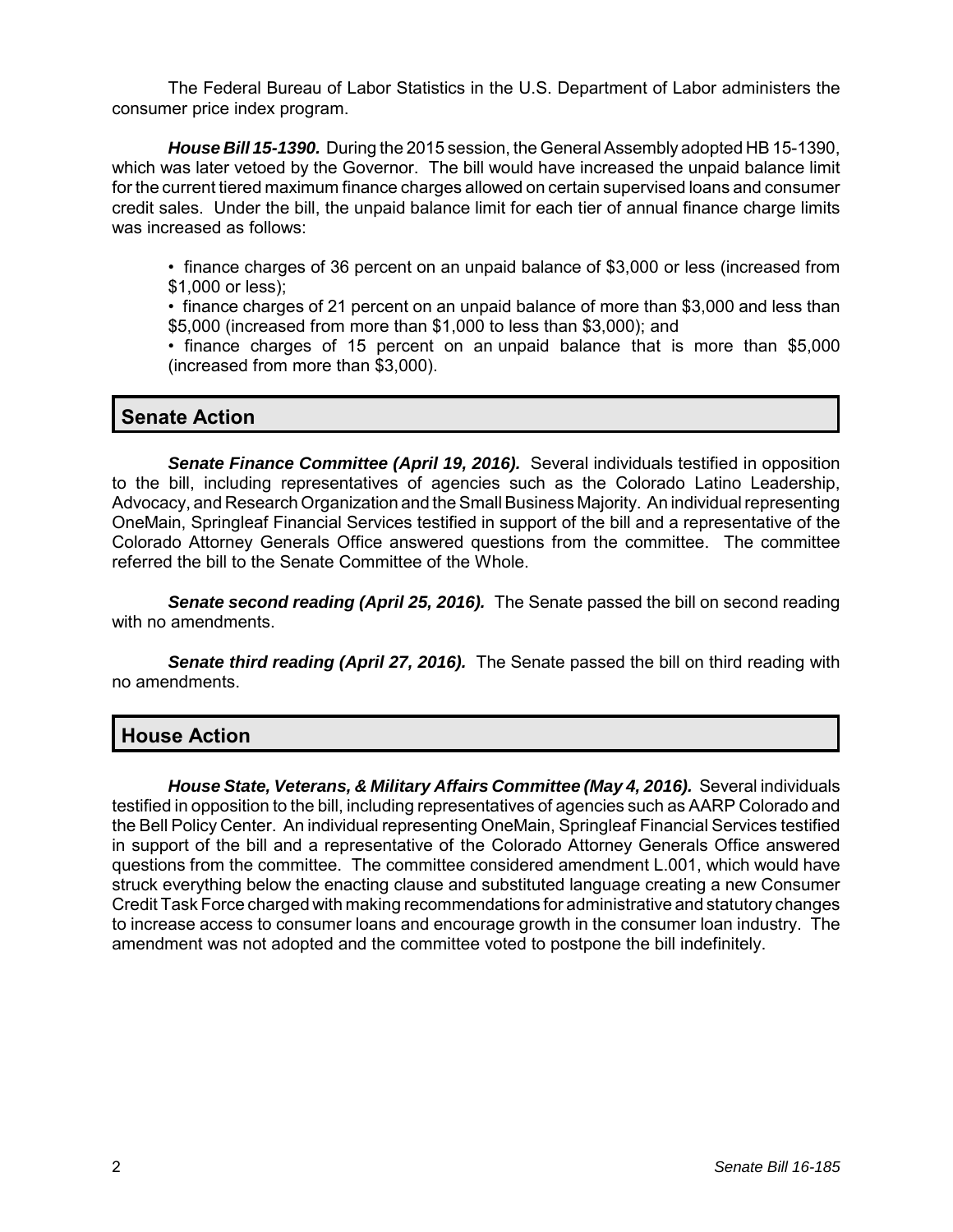The Federal Bureau of Labor Statistics in the U.S. Department of Labor administers the consumer price index program.

***House Bill 15-1390.*** During the 2015 session, the General Assembly adopted HB 15-1390, which was later vetoed by the Governor. The bill would have increased the unpaid balance limit for the current tiered maximum finance charges allowed on certain supervised loans and consumer credit sales. Under the bill, the unpaid balance limit for each tier of annual finance charge limits was increased as follows:

- finance charges of 36 percent on an unpaid balance of $3,000 or less (increased from $1,000 or less);
- finance charges of 21 percent on an unpaid balance of more than $3,000 and less than $5,000 (increased from more than $1,000 to less than $3,000); and
- finance charges of 15 percent on an unpaid balance that is more than $5,000 (increased from more than $3,000).

## Senate Action

***Senate Finance Committee (April 19, 2016).*** Several individuals testified in opposition to the bill, including representatives of agencies such as the Colorado Latino Leadership, Advocacy, and Research Organization and the Small Business Majority. An individual representing OneMain, Springleaf Financial Services testified in support of the bill and a representative of the Colorado Attorney Generals Office answered questions from the committee. The committee referred the bill to the Senate Committee of the Whole.

***Senate second reading (April 25, 2016).*** The Senate passed the bill on second reading with no amendments.

***Senate third reading (April 27, 2016).*** The Senate passed the bill on third reading with no amendments.

## House Action

***House State, Veterans, & Military Affairs Committee (May 4, 2016).*** Several individuals testified in opposition to the bill, including representatives of agencies such as AARP Colorado and the Bell Policy Center. An individual representing OneMain, Springleaf Financial Services testified in support of the bill and a representative of the Colorado Attorney Generals Office answered questions from the committee. The committee considered amendment L.001, which would have struck everything below the enacting clause and substituted language creating a new Consumer Credit Task Force charged with making recommendations for administrative and statutory changes to increase access to consumer loans and encourage growth in the consumer loan industry. The amendment was not adopted and the committee voted to postpone the bill indefinitely.